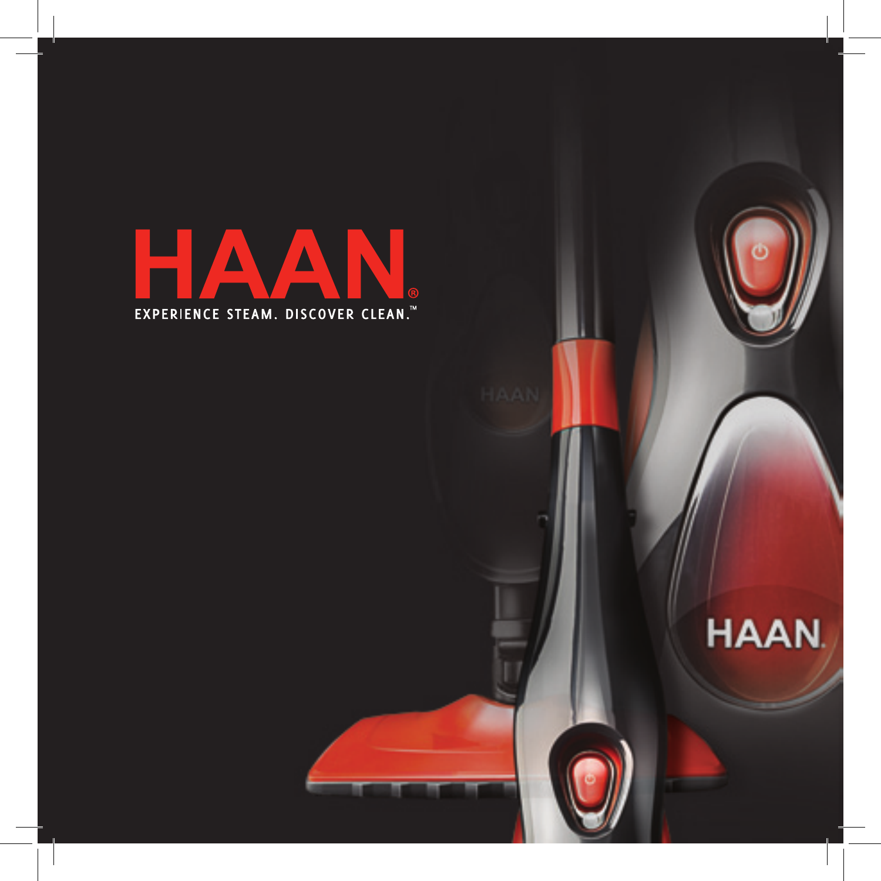# HAAN®

EXPERIENCE STEAM. DISCOVER CLEAN.™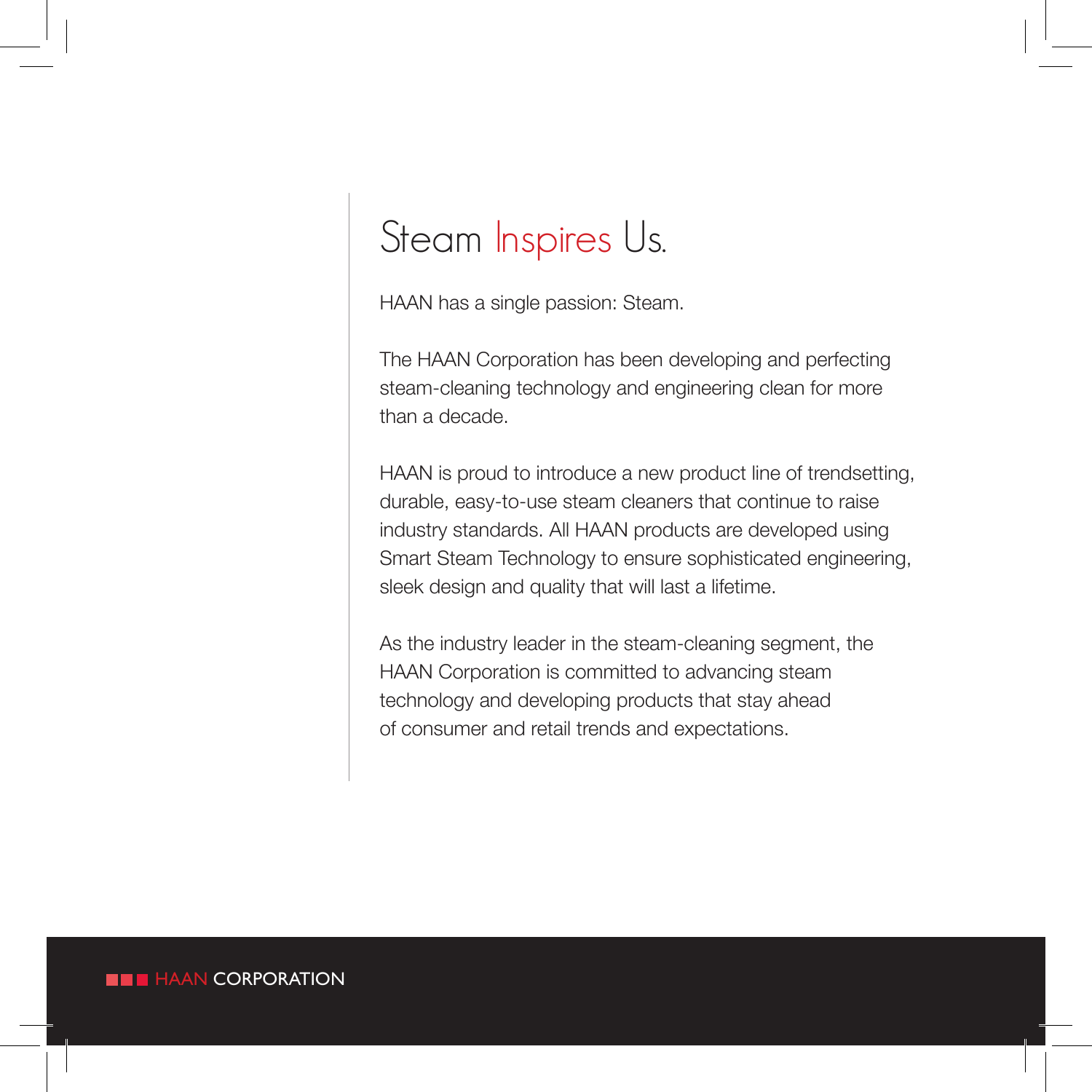# Steam Inspires Us.

HAAN has a single passion: Steam.

The HAAN Corporation has been developing and perfecting steam-cleaning technology and engineering clean for more than a decade.

HAAN is proud to introduce a new product line of trendsetting, durable, easy-to-use steam cleaners that continue to raise industry standards. All HAAN products are developed using Smart Steam Technology to ensure sophisticated engineering, sleek design and quality that will last a lifetime.

As the industry leader in the steam-cleaning segment, the HAAN Corporation is committed to advancing steam technology and developing products that stay ahead of consumer and retail trends and expectations.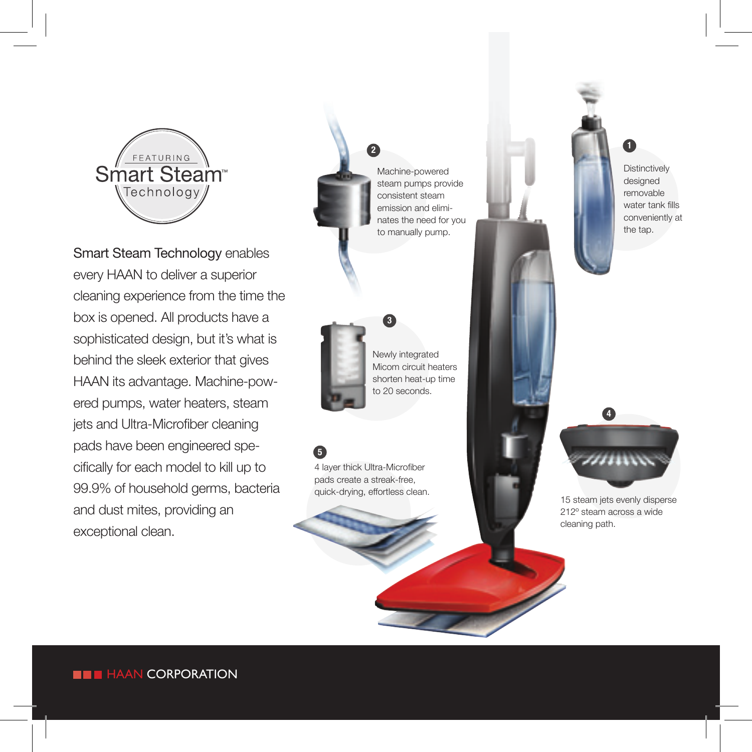FEATURING

# Smart Steam™ Technology

**Smart Steam Technology** enables every HAAN to deliver a superior cleaning experience from the time the box is opened. All products have a sophisticated design, but it's what is behind the sleek exterior that gives HAAN its advantage. Machine-powered pumps, water heaters, steam jets and Ultra-Microfiber cleaning pads have been engineered specifically for each model to kill up to 99.9% of household germs, bacteria and dust mites, providing an exceptional clean.

**1** Distinctively designed removable water tank fills conveniently at the tap.

**2** Machine-powered steam pumps provide consistent steam emission and eliminates the need for you to manually pump.

**3** Newly integrated Micom circuit heaters shorten heat-up time to 20 seconds.

**4** 15 steam jets evenly disperse 212º steam across a wide cleaning path.

**5** 4 layer thick Ultra-Microfiber pads create a streak-free, quick-drying, effortless clean.

HAAN CORPORATION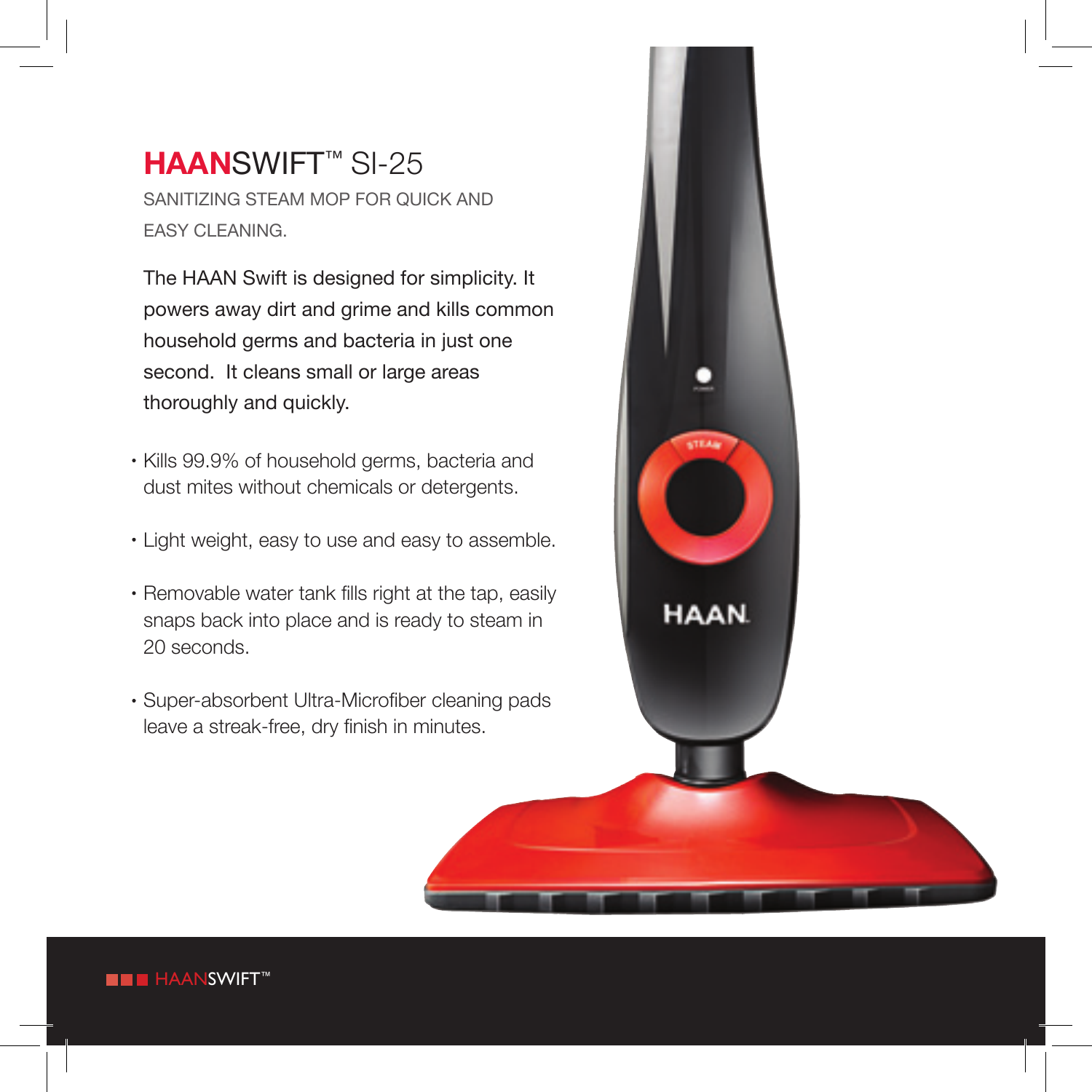# HAANSWIFT™ SI-25

SANITIZING STEAM MOP FOR QUICK AND EASY CLEANING.

The HAAN Swift is designed for simplicity. It powers away dirt and grime and kills common household germs and bacteria in just one second. It cleans small or large areas thoroughly and quickly.

- Kills 99.9% of household germs, bacteria and dust mites without chemicals or detergents.
- Light weight, easy to use and easy to assemble.
- Removable water tank fills right at the tap, easily snaps back into place and is ready to steam in 20 seconds.
- Super-absorbent Ultra-Microfiber cleaning pads leave a streak-free, dry finish in minutes.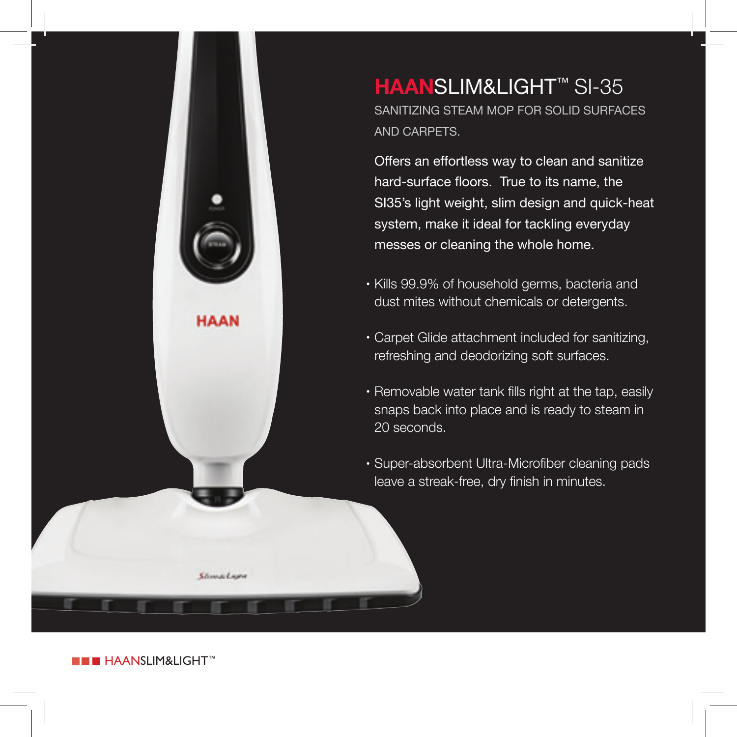# HAANSLIM&LIGHT™ SI-35

SANITIZING STEAM MOP FOR SOLID SURFACES AND CARPETS.

Offers an effortless way to clean and sanitize hard-surface floors. True to its name, the SI35's light weight, slim design and quick-heat system, make it ideal for tackling everyday messes or cleaning the whole home.

- Kills 99.9% of household germs, bacteria and dust mites without chemicals or detergents.
- Carpet Glide attachment included for sanitizing, refreshing and deodorizing soft surfaces.
- Removable water tank fills right at the tap, easily snaps back into place and is ready to steam in 20 seconds.
- Super-absorbent Ultra-Microfiber cleaning pads leave a streak-free, dry finish in minutes.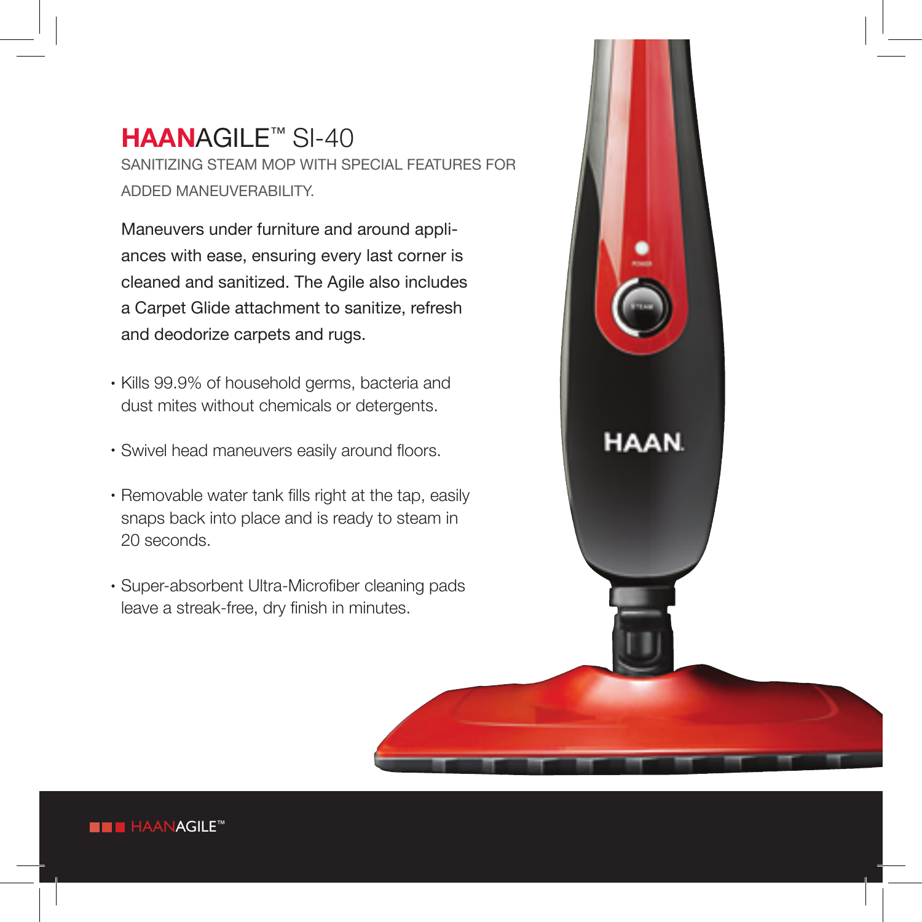# **HAAN**AGILE™ SI-40

SANITIZING STEAM MOP WITH SPECIAL FEATURES FOR ADDED MANEUVERABILITY.

Maneuvers under furniture and around appliances with ease, ensuring every last corner is cleaned and sanitized. The Agile also includes a Carpet Glide attachment to sanitize, refresh and deodorize carpets and rugs.

- Kills 99.9% of household germs, bacteria and dust mites without chemicals or detergents.
- Swivel head maneuvers easily around floors.
- Removable water tank fills right at the tap, easily snaps back into place and is ready to steam in 20 seconds.
- Super-absorbent Ultra-Microfiber cleaning pads leave a streak-free, dry finish in minutes.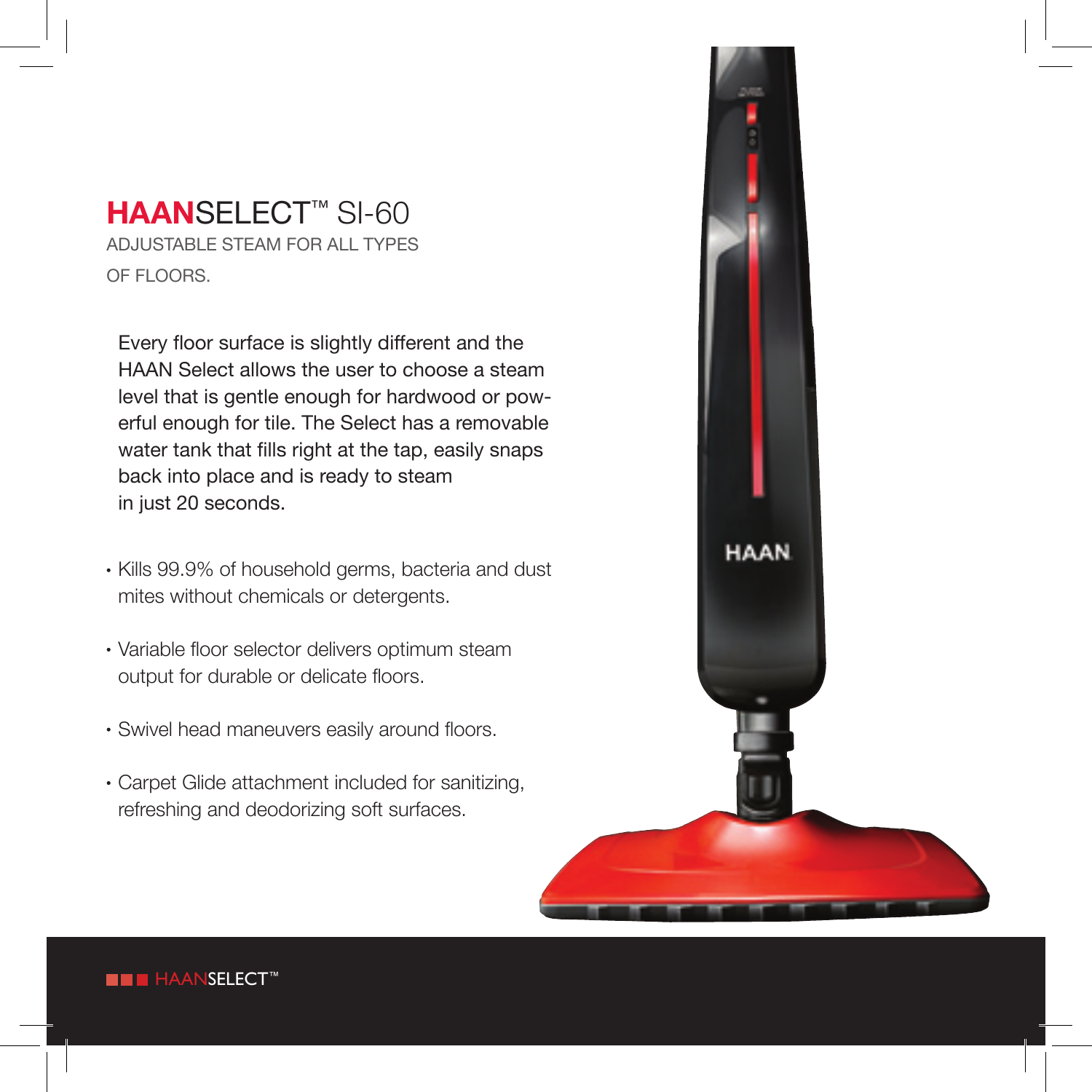# HAANSELECT™ SI-60

ADJUSTABLE STEAM FOR ALL TYPES OF FLOORS.

Every floor surface is slightly different and the HAAN Select allows the user to choose a steam level that is gentle enough for hardwood or powerful enough for tile. The Select has a removable water tank that fills right at the tap, easily snaps back into place and is ready to steam in just 20 seconds.

- Kills 99.9% of household germs, bacteria and dust mites without chemicals or detergents.
- Variable floor selector delivers optimum steam output for durable or delicate floors.
- Swivel head maneuvers easily around floors.
- Carpet Glide attachment included for sanitizing, refreshing and deodorizing soft surfaces.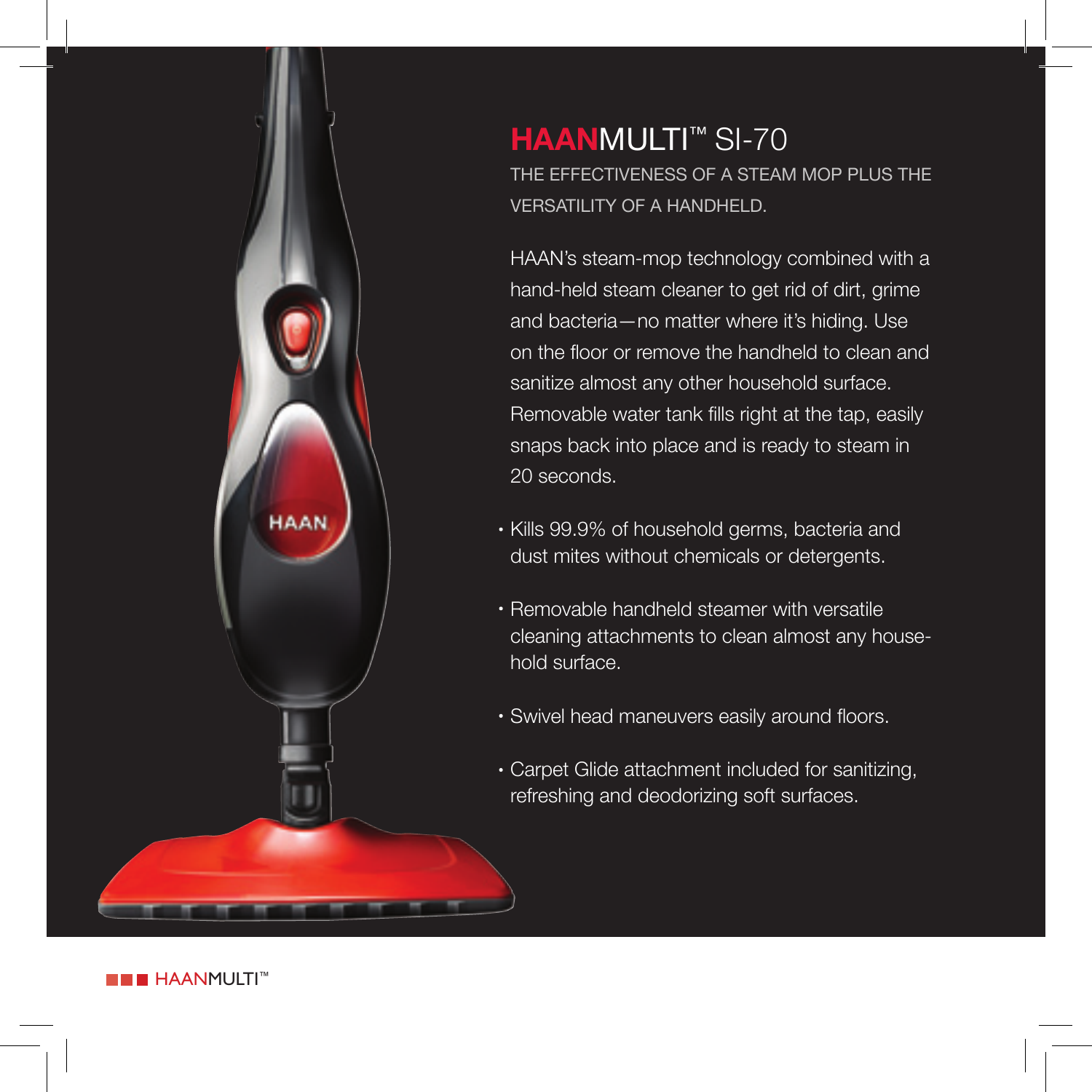# HAANMULTI™ SI-70

THE EFFECTIVENESS OF A STEAM MOP PLUS THE VERSATILITY OF A HANDHELD.

HAAN's steam-mop technology combined with a hand-held steam cleaner to get rid of dirt, grime and bacteria—no matter where it's hiding. Use on the floor or remove the handheld to clean and sanitize almost any other household surface. Removable water tank fills right at the tap, easily snaps back into place and is ready to steam in 20 seconds.

- Kills 99.9% of household germs, bacteria and dust mites without chemicals or detergents.
- Removable handheld steamer with versatile cleaning attachments to clean almost any household surface.
- Swivel head maneuvers easily around floors.
- Carpet Glide attachment included for sanitizing, refreshing and deodorizing soft surfaces.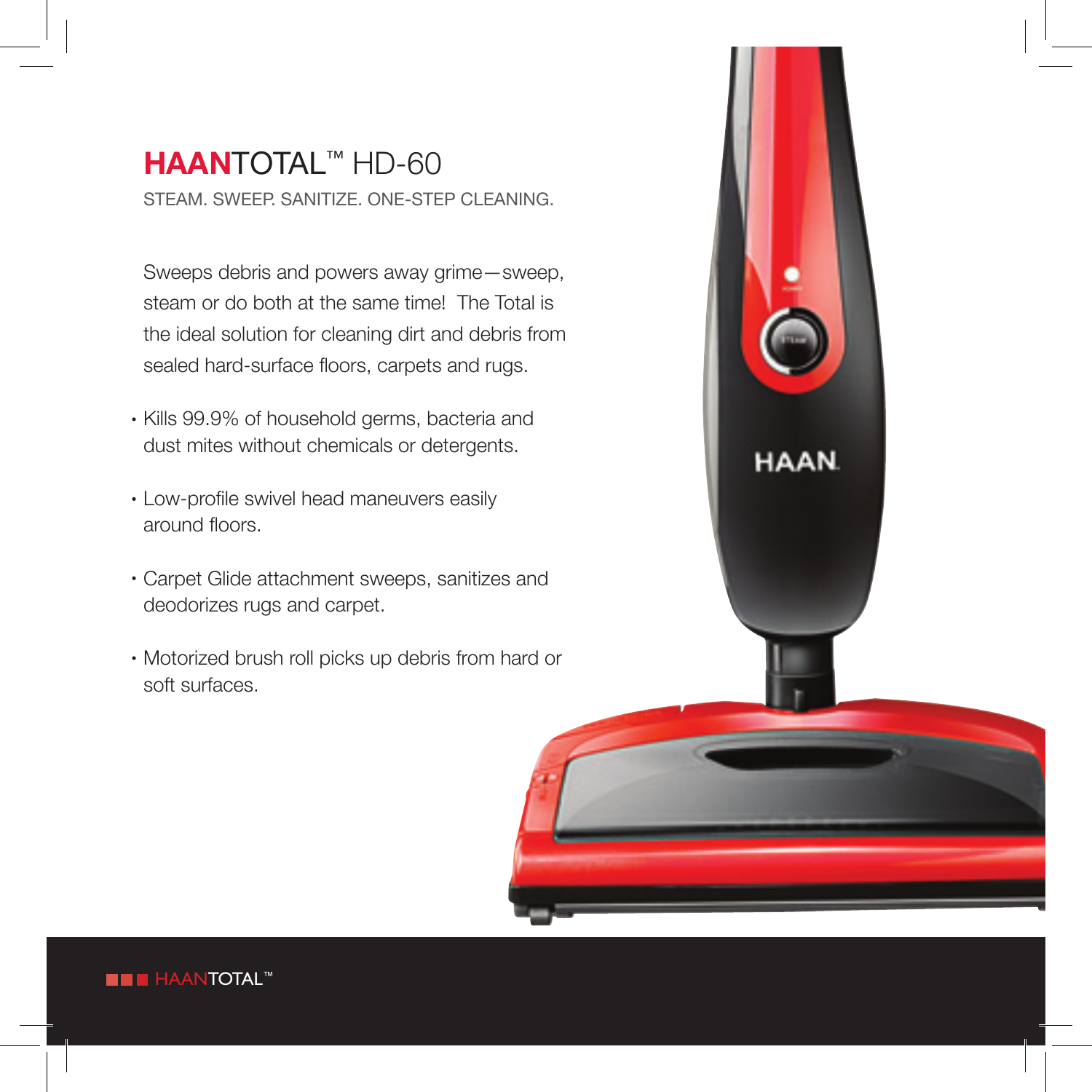# HAANTOTAL™ HD-60

STEAM. SWEEP. SANITIZE. ONE-STEP CLEANING.

Sweeps debris and powers away grime—sweep, steam or do both at the same time! The Total is the ideal solution for cleaning dirt and debris from sealed hard-surface floors, carpets and rugs.

- Kills 99.9% of household germs, bacteria and dust mites without chemicals or detergents.
- Low-profile swivel head maneuvers easily around floors.
- Carpet Glide attachment sweeps, sanitizes and deodorizes rugs and carpet.
- Motorized brush roll picks up debris from hard or soft surfaces.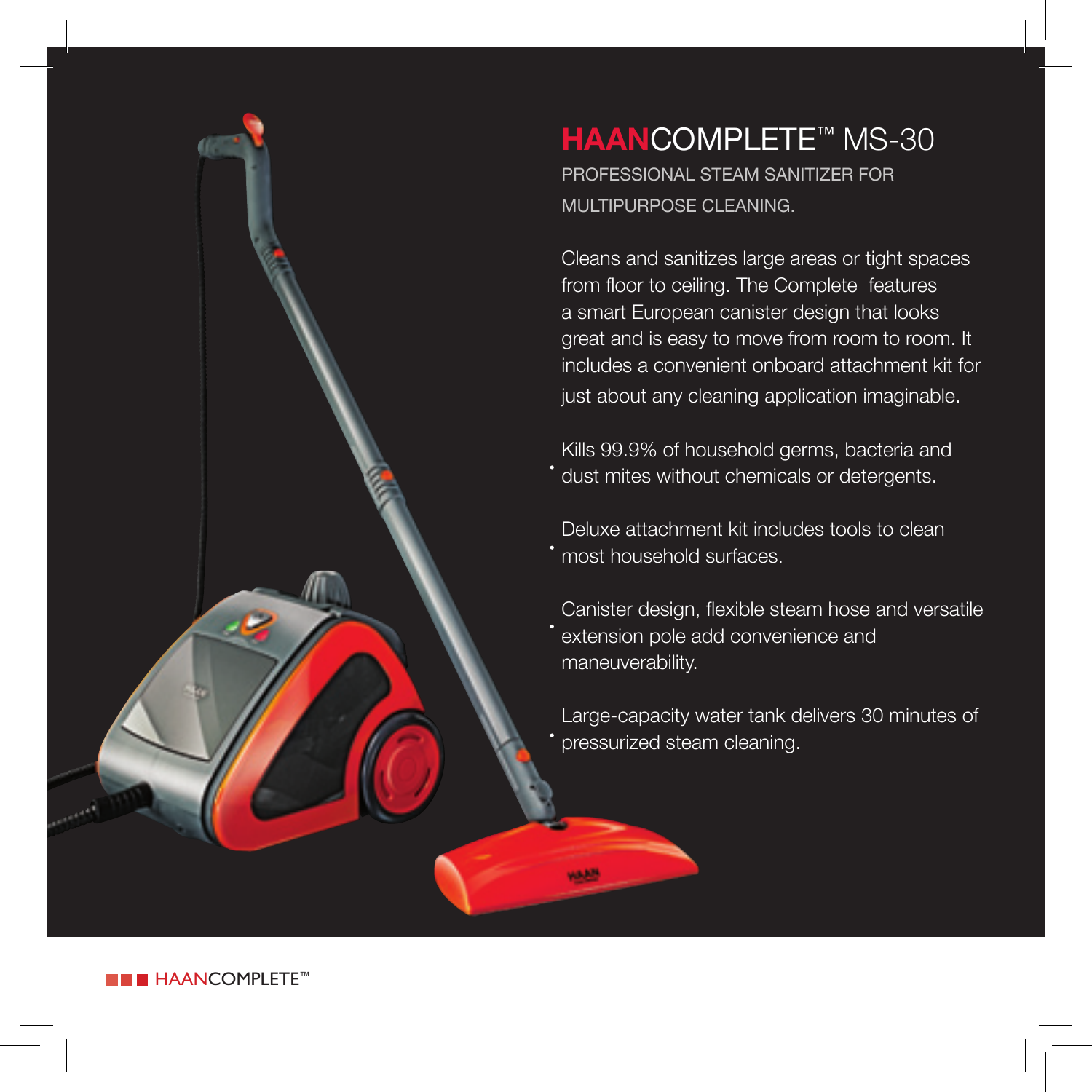# HAANCOMPLETE™ MS-30

PROFESSIONAL STEAM SANITIZER FOR MULTIPURPOSE CLEANING.

Cleans and sanitizes large areas or tight spaces from floor to ceiling. The Complete features a smart European canister design that looks great and is easy to move from room to room. It includes a convenient onboard attachment kit for just about any cleaning application imaginable.

- Kills 99.9% of household germs, bacteria and dust mites without chemicals or detergents.
- Deluxe attachment kit includes tools to clean most household surfaces.
- Canister design, flexible steam hose and versatile extension pole add convenience and maneuverability.
- Large-capacity water tank delivers 30 minutes of pressurized steam cleaning.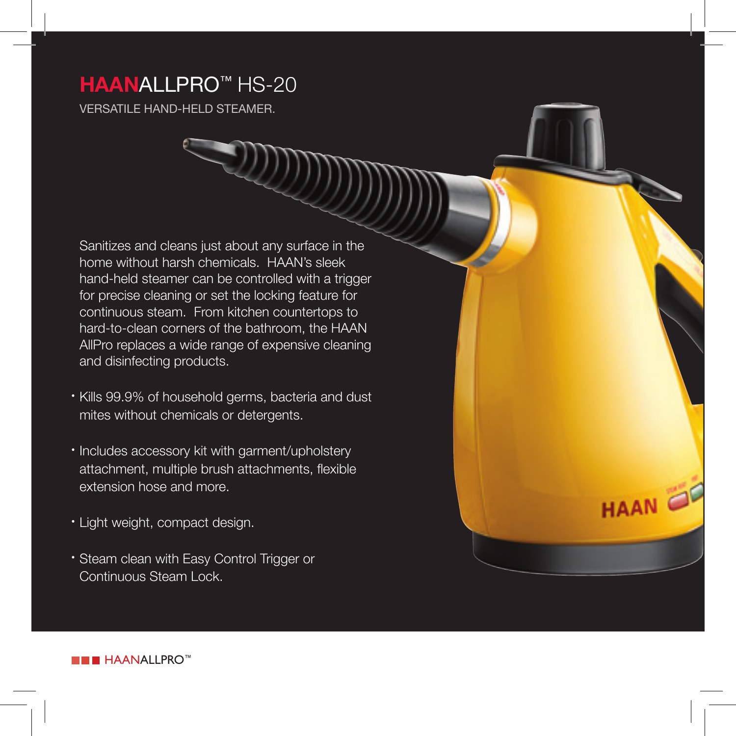# HAANALLPRO™ HS-20

VERSATILE HAND-HELD STEAMER.

Sanitizes and cleans just about any surface in the home without harsh chemicals. HAAN's sleek hand-held steamer can be controlled with a trigger for precise cleaning or set the locking feature for continuous steam. From kitchen countertops to hard-to-clean corners of the bathroom, the HAAN AllPro replaces a wide range of expensive cleaning and disinfecting products.

- Kills 99.9% of household germs, bacteria and dust mites without chemicals or detergents.
- Includes accessory kit with garment/upholstery attachment, multiple brush attachments, flexible extension hose and more.
- Light weight, compact design.
- Steam clean with Easy Control Trigger or Continuous Steam Lock.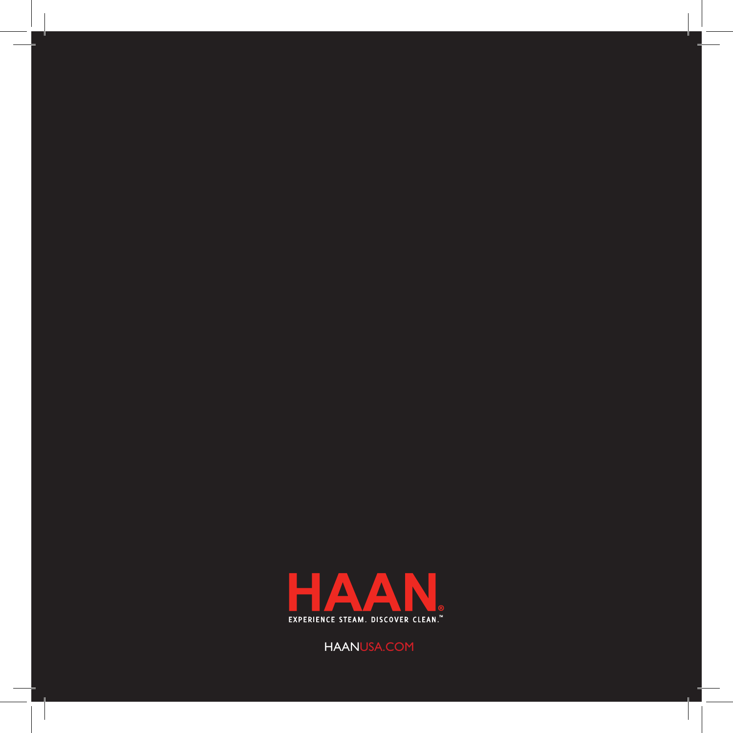HAAN®

EXPERIENCE STEAM. DISCOVER CLEAN.™

HAANUSA.COM